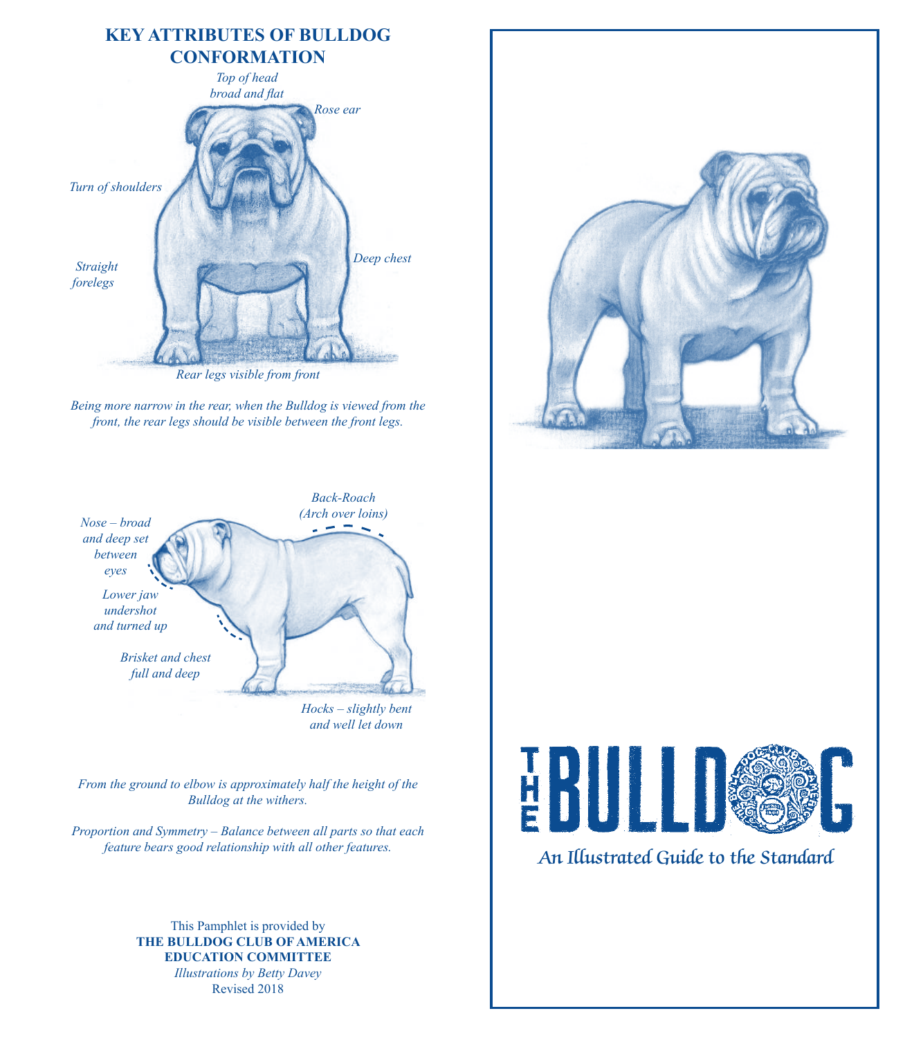# KEY ATTRIBUTES OF BULLDOG CONFORMATION

*Top of head broad and flat*

*Rose ear*

*Turn of shoulders*

*Deep chest*

*Straight forelegs*

*Rear legs visible from front*

*Being more narrow in the rear, when the Bulldog is viewed from the front, the rear legs should be visible between the front legs.*

*Back-Roach (Arch over loins)*

*Nose – broad and deep set between eyes*

*Lower jaw undershot and turned up*

*Brisket and chest full and deep*

*Hocks – slightly bent and well let down*

*From the ground to elbow is approximately half the height of the Bulldog at the withers.*

*Proportion and Symmetry – Balance between all parts so that each feature bears good relationship with all other features.*

This Pamphlet is provided by
**THE BULLDOG CLUB OF AMERICA**
**EDUCATION COMMITTEE**
*Illustrations by Betty Davey*
Revised 2018

# THE BULLDOG

*An Illustrated Guide to the Standard*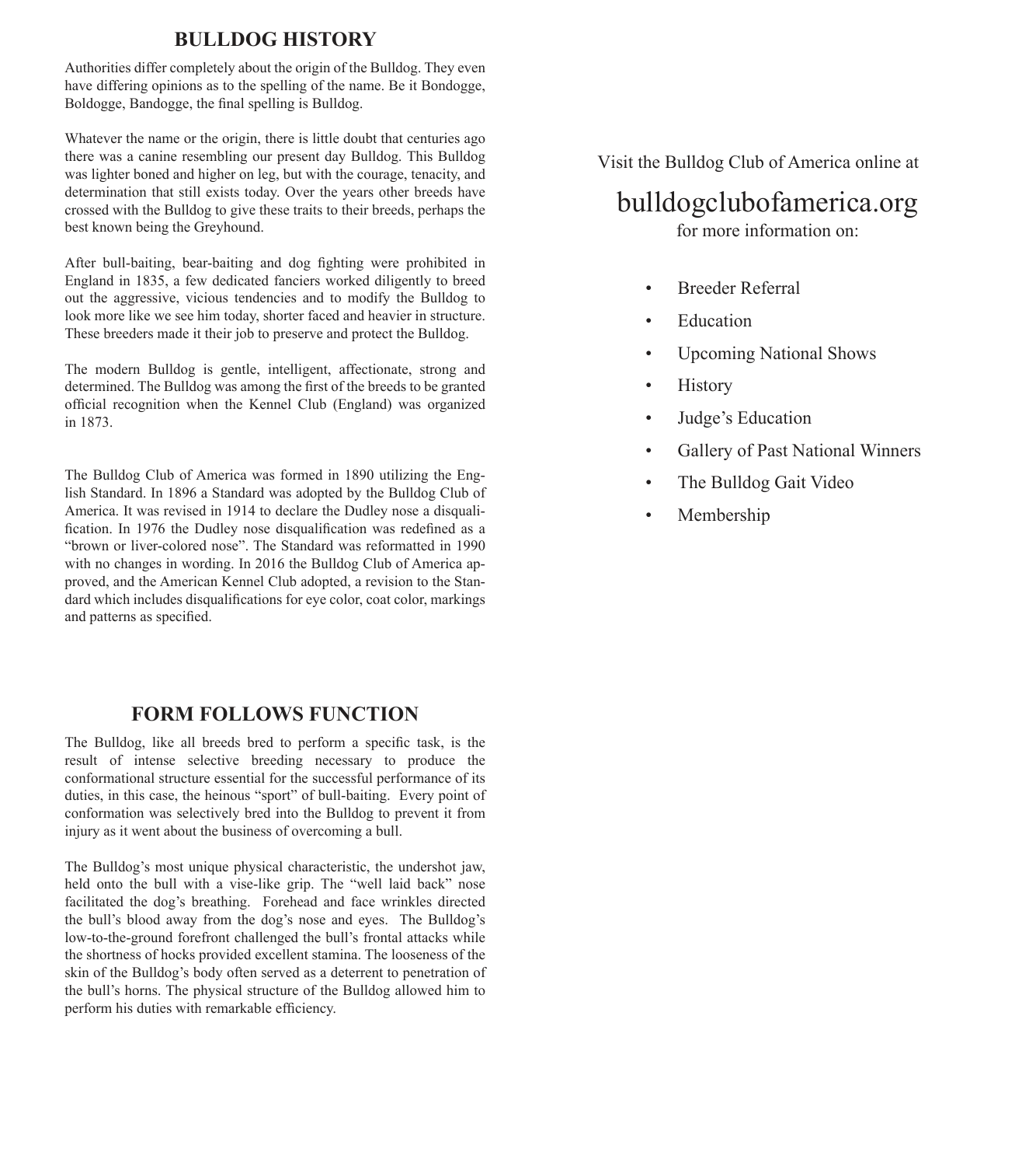## BULLDOG HISTORY

Authorities differ completely about the origin of the Bulldog. They even have differing opinions as to the spelling of the name. Be it Bondogge, Boldogge, Bandogge, the final spelling is Bulldog.

Whatever the name or the origin, there is little doubt that centuries ago there was a canine resembling our present day Bulldog. This Bulldog was lighter boned and higher on leg, but with the courage, tenacity, and determination that still exists today. Over the years other breeds have crossed with the Bulldog to give these traits to their breeds, perhaps the best known being the Greyhound.

After bull-baiting, bear-baiting and dog fighting were prohibited in England in 1835, a few dedicated fanciers worked diligently to breed out the aggressive, vicious tendencies and to modify the Bulldog to look more like we see him today, shorter faced and heavier in structure. These breeders made it their job to preserve and protect the Bulldog.

The modern Bulldog is gentle, intelligent, affectionate, strong and determined. The Bulldog was among the first of the breeds to be granted official recognition when the Kennel Club (England) was organized in 1873.

The Bulldog Club of America was formed in 1890 utilizing the English Standard. In 1896 a Standard was adopted by the Bulldog Club of America. It was revised in 1914 to declare the Dudley nose a disqualification. In 1976 the Dudley nose disqualification was redefined as a “brown or liver-colored nose”. The Standard was reformatted in 1990 with no changes in wording. In 2016 the Bulldog Club of America approved, and the American Kennel Club adopted, a revision to the Standard which includes disqualifications for eye color, coat color, markings and patterns as specified.

## FORM FOLLOWS FUNCTION

The Bulldog, like all breeds bred to perform a specific task, is the result of intense selective breeding necessary to produce the conformational structure essential for the successful performance of its duties, in this case, the heinous “sport” of bull-baiting. Every point of conformation was selectively bred into the Bulldog to prevent it from injury as it went about the business of overcoming a bull.

The Bulldog’s most unique physical characteristic, the undershot jaw, held onto the bull with a vise-like grip. The “well laid back” nose facilitated the dog’s breathing. Forehead and face wrinkles directed the bull’s blood away from the dog’s nose and eyes. The Bulldog’s low-to-the-ground forefront challenged the bull’s frontal attacks while the shortness of hocks provided excellent stamina. The looseness of the skin of the Bulldog’s body often served as a deterrent to penetration of the bull’s horns. The physical structure of the Bulldog allowed him to perform his duties with remarkable efficiency.

Visit the Bulldog Club of America online at

bulldogclubofamerica.org

for more information on:

- Breeder Referral
- Education
- Upcoming National Shows
- History
- Judge’s Education
- Gallery of Past National Winners
- The Bulldog Gait Video
- Membership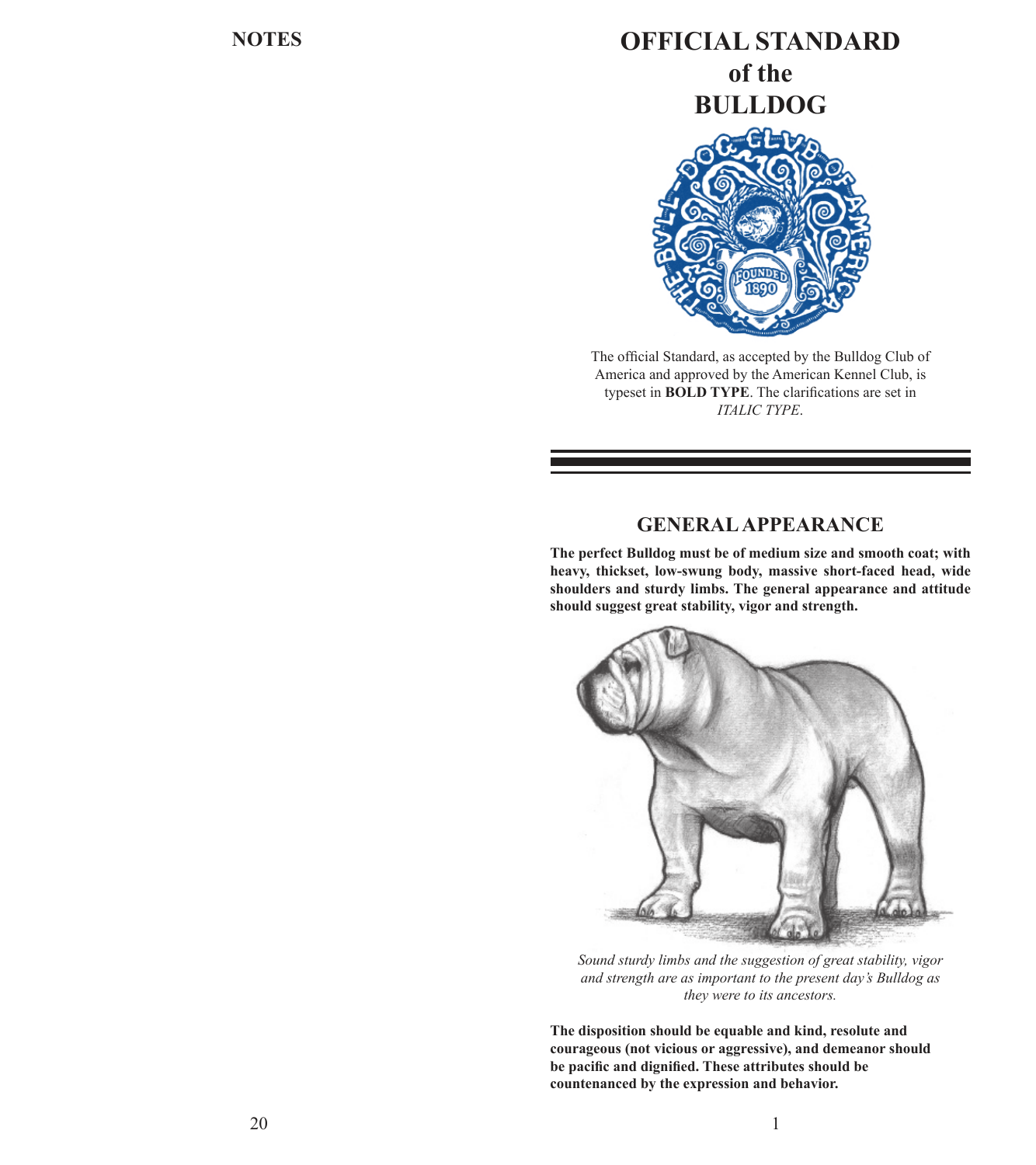## NOTES

# OFFICIAL STANDARD of the BULLDOG

The official Standard, as accepted by the Bulldog Club of America and approved by the American Kennel Club, is typeset in **BOLD TYPE**. The clarifications are set in *ITALIC TYPE*.

## GENERAL APPEARANCE

**The perfect Bulldog must be of medium size and smooth coat; with heavy, thickset, low-swung body, massive short-faced head, wide shoulders and sturdy limbs. The general appearance and attitude should suggest great stability, vigor and strength.**

*Sound sturdy limbs and the suggestion of great stability, vigor and strength are as important to the present day's Bulldog as they were to its ancestors.*

**The disposition should be equable and kind, resolute and courageous (not vicious or aggressive), and demeanor should be pacific and dignified. These attributes should be countenanced by the expression and behavior.**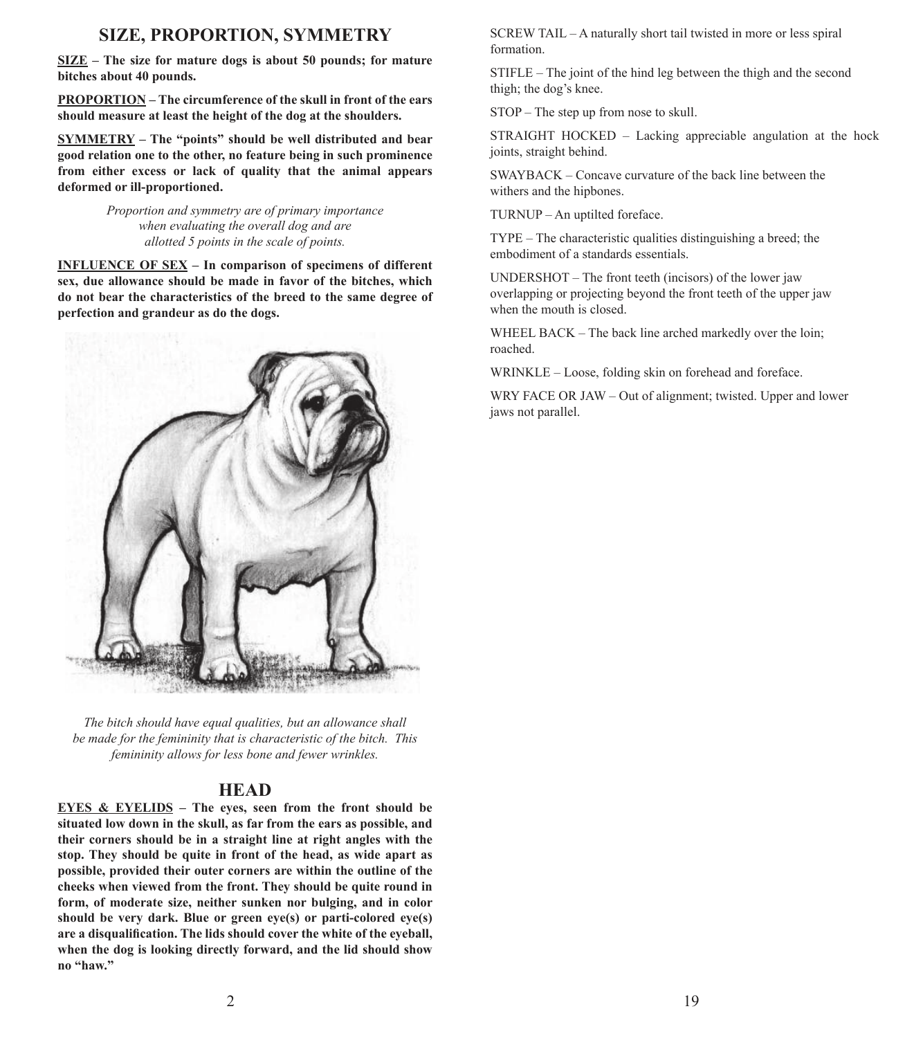## SIZE, PROPORTION, SYMMETRY

**SIZE – The size for mature dogs is about 50 pounds; for mature bitches about 40 pounds.**

**PROPORTION – The circumference of the skull in front of the ears should measure at least the height of the dog at the shoulders.**

**SYMMETRY – The "points" should be well distributed and bear good relation one to the other, no feature being in such prominence from either excess or lack of quality that the animal appears deformed or ill-proportioned.**

*Proportion and symmetry are of primary importance when evaluating the overall dog and are allotted 5 points in the scale of points.*

**INFLUENCE OF SEX – In comparison of specimens of different sex, due allowance should be made in favor of the bitches, which do not bear the characteristics of the breed to the same degree of perfection and grandeur as do the dogs.**

*The bitch should have equal qualities, but an allowance shall be made for the femininity that is characteristic of the bitch. This femininity allows for less bone and fewer wrinkles.*

## HEAD

**EYES & EYELIDS – The eyes, seen from the front should be situated low down in the skull, as far from the ears as possible, and their corners should be in a straight line at right angles with the stop. They should be quite in front of the head, as wide apart as possible, provided their outer corners are within the outline of the cheeks when viewed from the front. They should be quite round in form, of moderate size, neither sunken nor bulging, and in color should be very dark. Blue or green eye(s) or parti-colored eye(s) are a disqualification. The lids should cover the white of the eyeball, when the dog is looking directly forward, and the lid should show no "haw."**

SCREW TAIL – A naturally short tail twisted in more or less spiral formation.

STIFLE – The joint of the hind leg between the thigh and the second thigh; the dog's knee.

STOP – The step up from nose to skull.

STRAIGHT HOCKED – Lacking appreciable angulation at the hock joints, straight behind.

SWAYBACK – Concave curvature of the back line between the withers and the hipbones.

TURNUP – An uptilted foreface.

TYPE – The characteristic qualities distinguishing a breed; the embodiment of a standards essentials.

UNDERSHOT – The front teeth (incisors) of the lower jaw overlapping or projecting beyond the front teeth of the upper jaw when the mouth is closed.

WHEEL BACK – The back line arched markedly over the loin; roached.

WRINKLE – Loose, folding skin on forehead and foreface.

WRY FACE OR JAW – Out of alignment; twisted. Upper and lower jaws not parallel.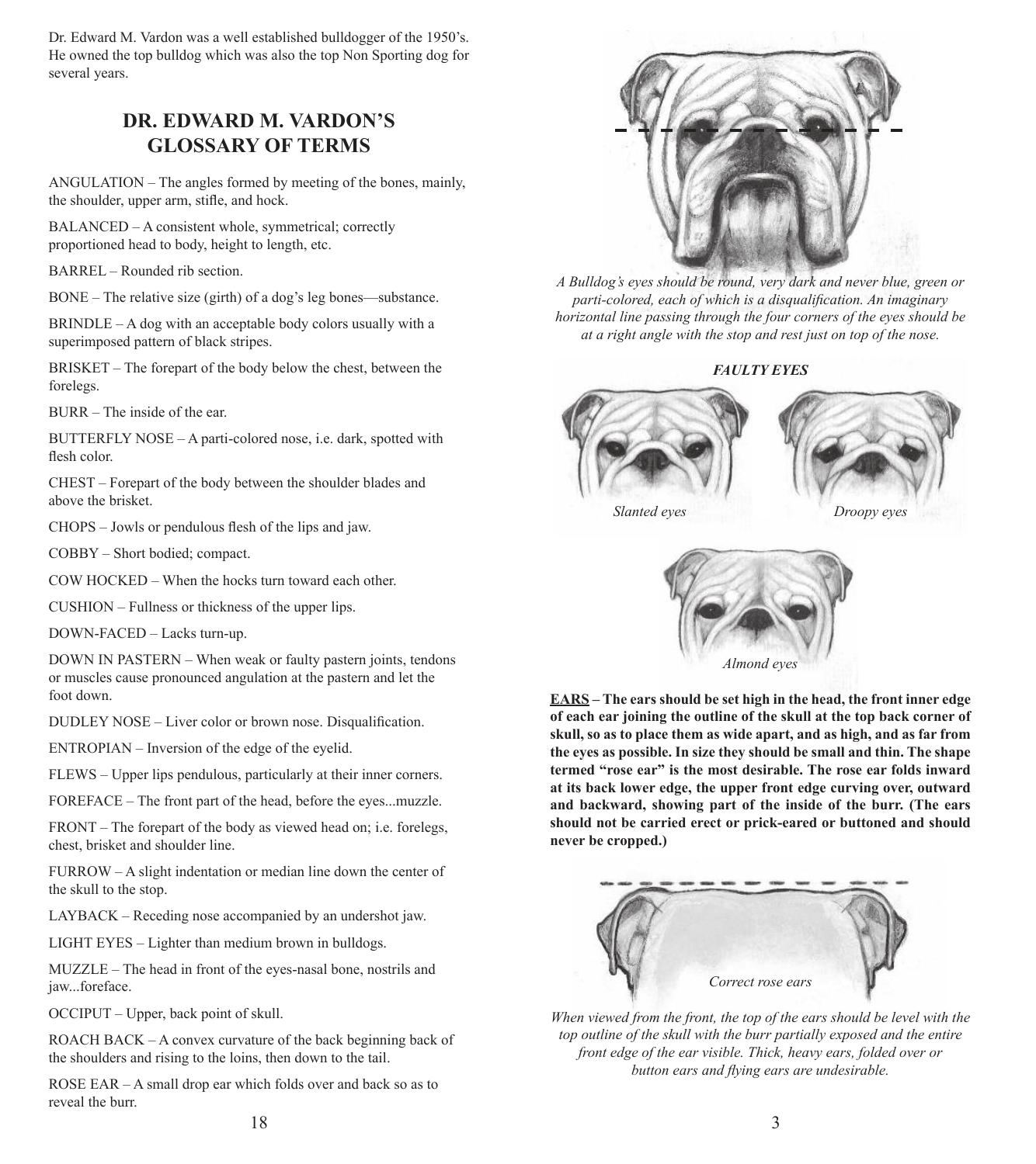Dr. Edward M. Vardon was a well established bulldogger of the 1950's. He owned the top bulldog which was also the top Non Sporting dog for several years.

## DR. EDWARD M. VARDON'S GLOSSARY OF TERMS

ANGULATION – The angles formed by meeting of the bones, mainly, the shoulder, upper arm, stifle, and hock.

BALANCED – A consistent whole, symmetrical; correctly proportioned head to body, height to length, etc.

BARREL – Rounded rib section.

BONE – The relative size (girth) of a dog's leg bones—substance.

BRINDLE – A dog with an acceptable body colors usually with a superimposed pattern of black stripes.

BRISKET – The forepart of the body below the chest, between the forelegs.

BURR – The inside of the ear.

BUTTERFLY NOSE – A parti-colored nose, i.e. dark, spotted with flesh color.

CHEST – Forepart of the body between the shoulder blades and above the brisket.

CHOPS – Jowls or pendulous flesh of the lips and jaw.

COBBY – Short bodied; compact.

COW HOCKED – When the hocks turn toward each other.

CUSHION – Fullness or thickness of the upper lips.

DOWN-FACED – Lacks turn-up.

DOWN IN PASTERN – When weak or faulty pastern joints, tendons or muscles cause pronounced angulation at the pastern and let the foot down.

DUDLEY NOSE – Liver color or brown nose. Disqualification.

ENTROPIAN – Inversion of the edge of the eyelid.

FLEWS – Upper lips pendulous, particularly at their inner corners.

FOREFACE – The front part of the head, before the eyes...muzzle.

FRONT – The forepart of the body as viewed head on; i.e. forelegs, chest, brisket and shoulder line.

FURROW – A slight indentation or median line down the center of the skull to the stop.

LAYBACK – Receding nose accompanied by an undershot jaw.

LIGHT EYES – Lighter than medium brown in bulldogs.

MUZZLE – The head in front of the eyes-nasal bone, nostrils and jaw...foreface.

OCCIPUT – Upper, back point of skull.

ROACH BACK – A convex curvature of the back beginning back of the shoulders and rising to the loins, then down to the tail.

ROSE EAR – A small drop ear which folds over and back so as to reveal the burr.

*A Bulldog's eyes should be round, very dark and never blue, green or parti-colored, each of which is a disqualification. An imaginary horizontal line passing through the four corners of the eyes should be at a right angle with the stop and rest just on top of the nose.*

***FAULTY EYES***

*Slanted eyes*

*Droopy eyes*

*Almond eyes*

**EARS – The ears should be set high in the head, the front inner edge of each ear joining the outline of the skull at the top back corner of skull, so as to place them as wide apart, and as high, and as far from the eyes as possible. In size they should be small and thin. The shape termed "rose ear" is the most desirable. The rose ear folds inward at its back lower edge, the upper front edge curving over, outward and backward, showing part of the inside of the burr. (The ears should not be carried erect or prick-eared or buttoned and should never be cropped.)**

*Correct rose ears*

*When viewed from the front, the top of the ears should be level with the top outline of the skull with the burr partially exposed and the entire front edge of the ear visible. Thick, heavy ears, folded over or button ears and flying ears are undesirable.*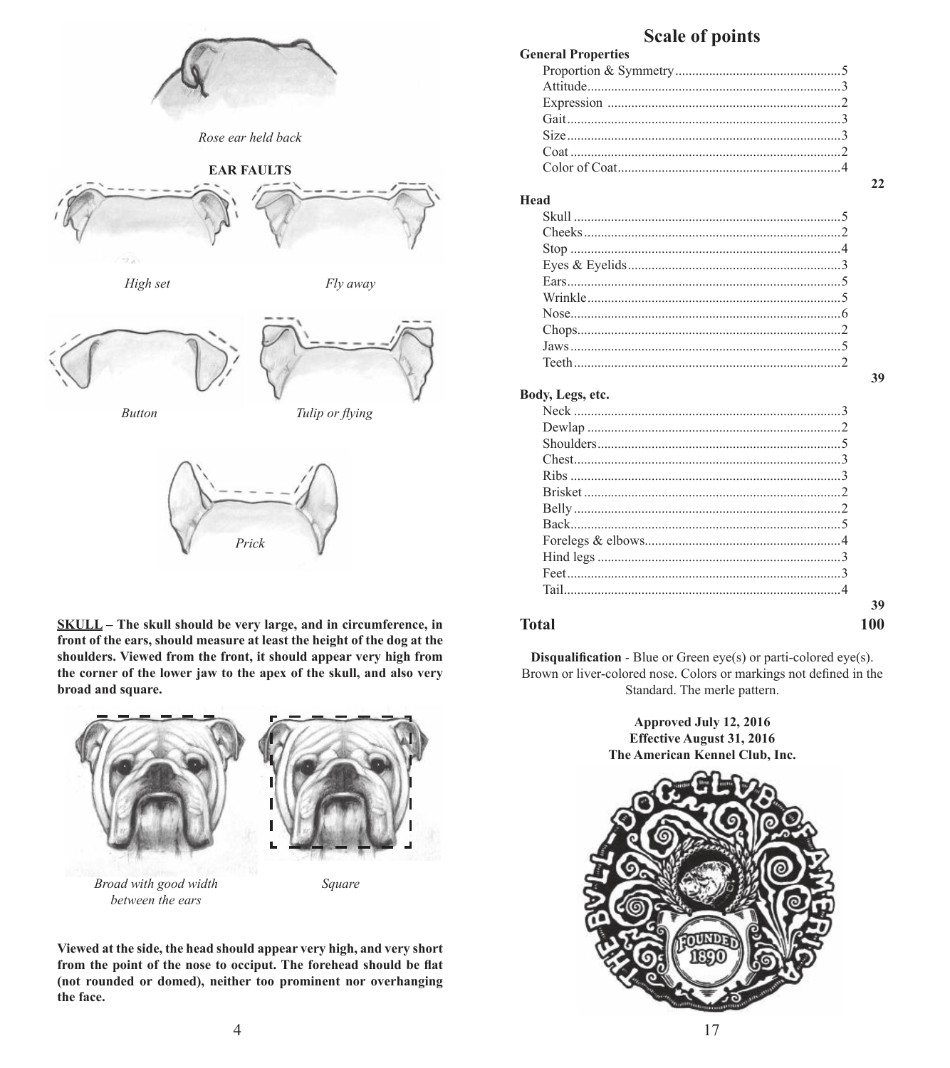*Rose ear held back*

**EAR FAULTS**

*High set*

*Fly away*

*Button*

*Tulip or flying*

*Prick*

**SKULL – The skull should be very large, and in circumference, in front of the ears, should measure at least the height of the dog at the shoulders. Viewed from the front, it should appear very high from the corner of the lower jaw to the apex of the skull, and also very broad and square.**

*Broad with good width between the ears*

*Square*

**Viewed at the side, the head should appear very high, and very short from the point of the nose to occiput. The forehead should be flat (not rounded or domed), neither too prominent nor overhanging the face.**

# Scale of points

| | | |
|---|---|---|
| **General Properties** | | |
| Proportion & Symmetry | 5 | |
| Attitude | 3 | |
| Expression | 2 | |
| Gait | 3 | |
| Size | 3 | |
| Coat | 2 | |
| Color of Coat | 4 | |
| | | **22** |
| **Head** | | |
| Skull | 5 | |
| Cheeks | 2 | |
| Stop | 4 | |
| Eyes & Eyelids | 3 | |
| Ears | 5 | |
| Wrinkle | 5 | |
| Nose | 6 | |
| Chops | 2 | |
| Jaws | 5 | |
| Teeth | 2 | |
| | | **39** |
| **Body, Legs, etc.** | | |
| Neck | 3 | |
| Dewlap | 2 | |
| Shoulders | 5 | |
| Chest | 3 | |
| Ribs | 3 | |
| Brisket | 2 | |
| Belly | 2 | |
| Back | 5 | |
| Forelegs & elbows | 4 | |
| Hind legs | 3 | |
| Feet | 3 | |
| Tail | 4 | |
| | | **39** |
| **Total** | | **100** |

**Disqualification** - Blue or Green eye(s) or parti-colored eye(s). Brown or liver-colored nose. Colors or markings not defined in the Standard. The merle pattern.

**Approved July 12, 2016**
**Effective August 31, 2016**
**The American Kennel Club, Inc.**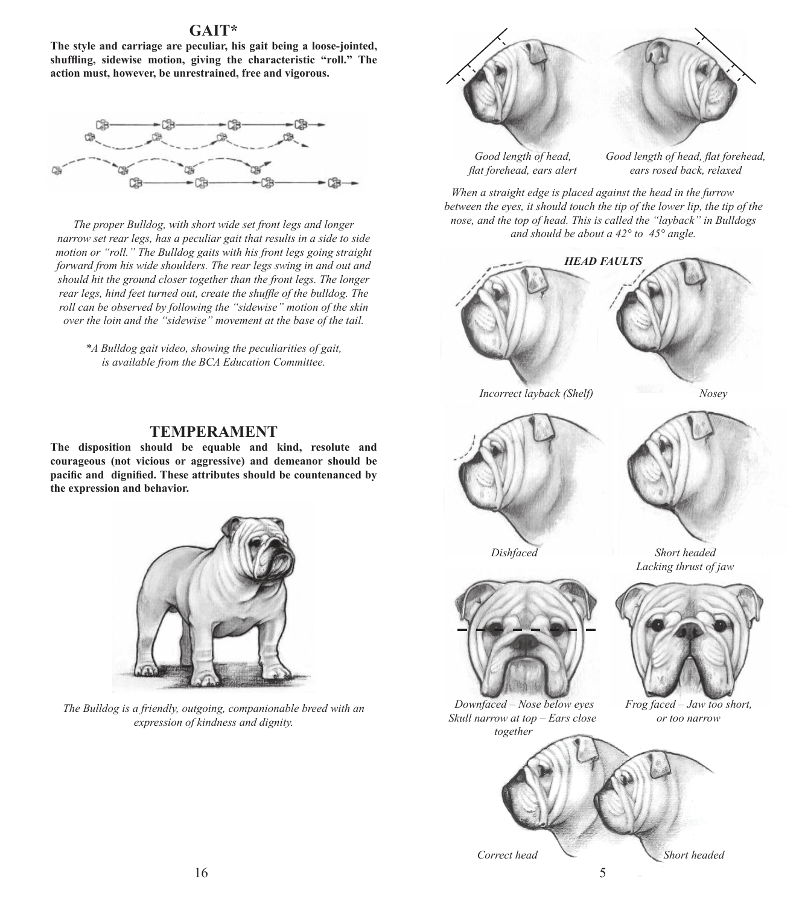## GAIT*

**The style and carriage are peculiar, his gait being a loose-jointed, shuffling, sidewise motion, giving the characteristic "roll." The action must, however, be unrestrained, free and vigorous.**

*The proper Bulldog, with short wide set front legs and longer narrow set rear legs, has a peculiar gait that results in a side to side motion or "roll." The Bulldog gaits with his front legs going straight forward from his wide shoulders. The rear legs swing in and out and should hit the ground closer together than the front legs. The longer rear legs, hind feet turned out, create the shuffle of the bulldog. The roll can be observed by following the "sidewise" motion of the skin over the loin and the "sidewise" movement at the base of the tail.*

*\*A Bulldog gait video, showing the peculiarities of gait, is available from the BCA Education Committee.*

## TEMPERAMENT

**The disposition should be equable and kind, resolute and courageous (not vicious or aggressive) and demeanor should be pacific and dignified. These attributes should be countenanced by the expression and behavior.**

*The Bulldog is a friendly, outgoing, companionable breed with an expression of kindness and dignity.*

*Good length of head, flat forehead, ears alert*

*Good length of head, flat forehead, ears rosed back, relaxed*

*When a straight edge is placed against the head in the furrow between the eyes, it should touch the tip of the lower lip, the tip of the nose, and the top of head. This is called the "layback" in Bulldogs and should be about a 42° to 45° angle.*

***HEAD FAULTS***

*Incorrect layback (Shelf)*

*Nosey*

*Dishfaced*

*Short headed Lacking thrust of jaw*

*Downfaced – Nose below eyes Skull narrow at top – Ears close together*

*Frog faced – Jaw too short, or too narrow*

*Correct head*

*Short headed*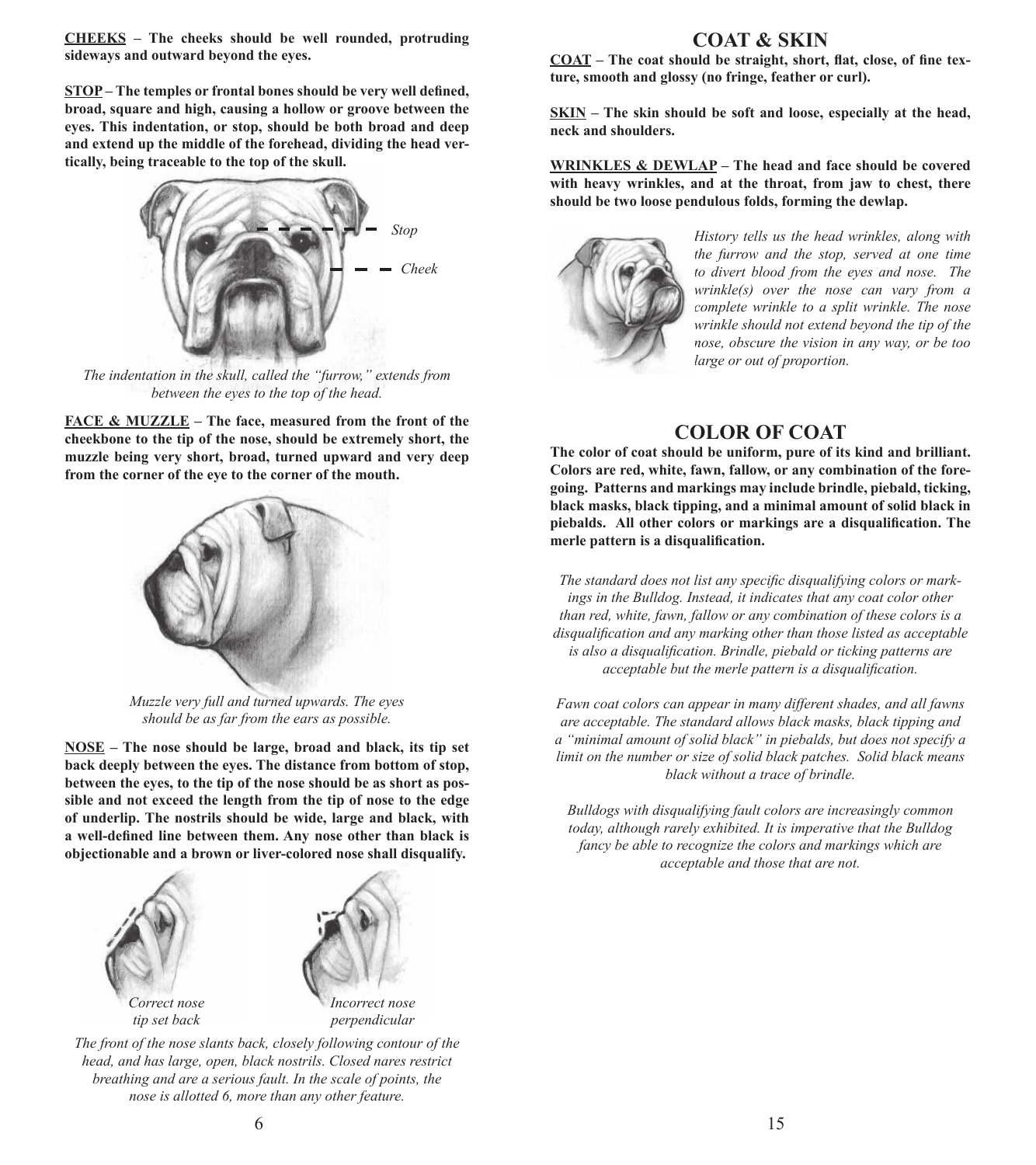**CHEEKS** – **The cheeks should be well rounded, protruding sideways and outward beyond the eyes.**

**STOP** – **The temples or frontal bones should be very well defined, broad, square and high, causing a hollow or groove between the eyes. This indentation, or stop, should be both broad and deep and extend up the middle of the forehead, dividing the head vertically, being traceable to the top of the skull.**

Stop

Cheek

*The indentation in the skull, called the "furrow," extends from between the eyes to the top of the head.*

**FACE & MUZZLE** – **The face, measured from the front of the cheekbone to the tip of the nose, should be extremely short, the muzzle being very short, broad, turned upward and very deep from the corner of the eye to the corner of the mouth.**

*Muzzle very full and turned upwards. The eyes should be as far from the ears as possible.*

**NOSE** – **The nose should be large, broad and black, its tip set back deeply between the eyes. The distance from bottom of stop, between the eyes, to the tip of the nose should be as short as possible and not exceed the length from the tip of nose to the edge of underlip. The nostrils should be wide, large and black, with a well-defined line between them. Any nose other than black is objectionable and a brown or liver-colored nose shall disqualify.**

*Correct nose tip set back*

*Incorrect nose perpendicular*

*The front of the nose slants back, closely following contour of the head, and has large, open, black nostrils. Closed nares restrict breathing and are a serious fault. In the scale of points, the nose is allotted 6, more than any other feature.*

## COAT & SKIN

**COAT** – **The coat should be straight, short, flat, close, of fine texture, smooth and glossy (no fringe, feather or curl).**

**SKIN** – **The skin should be soft and loose, especially at the head, neck and shoulders.**

**WRINKLES & DEWLAP** – **The head and face should be covered with heavy wrinkles, and at the throat, from jaw to chest, there should be two loose pendulous folds, forming the dewlap.**

*History tells us the head wrinkles, along with the furrow and the stop, served at one time to divert blood from the eyes and nose. The wrinkle(s) over the nose can vary from a complete wrinkle to a split wrinkle. The nose wrinkle should not extend beyond the tip of the nose, obscure the vision in any way, or be too large or out of proportion.*

## COLOR OF COAT

**The color of coat should be uniform, pure of its kind and brilliant. Colors are red, white, fawn, fallow, or any combination of the foregoing. Patterns and markings may include brindle, piebald, ticking, black masks, black tipping, and a minimal amount of solid black in piebalds. All other colors or markings are a disqualification. The merle pattern is a disqualification.**

*The standard does not list any specific disqualifying colors or markings in the Bulldog. Instead, it indicates that any coat color other than red, white, fawn, fallow or any combination of these colors is a disqualification and any marking other than those listed as acceptable is also a disqualification. Brindle, piebald or ticking patterns are acceptable but the merle pattern is a disqualification.*

*Fawn coat colors can appear in many different shades, and all fawns are acceptable. The standard allows black masks, black tipping and a "minimal amount of solid black" in piebalds, but does not specify a limit on the number or size of solid black patches. Solid black means black without a trace of brindle.*

*Bulldogs with disqualifying fault colors are increasingly common today, although rarely exhibited. It is imperative that the Bulldog fancy be able to recognize the colors and markings which are acceptable and those that are not.*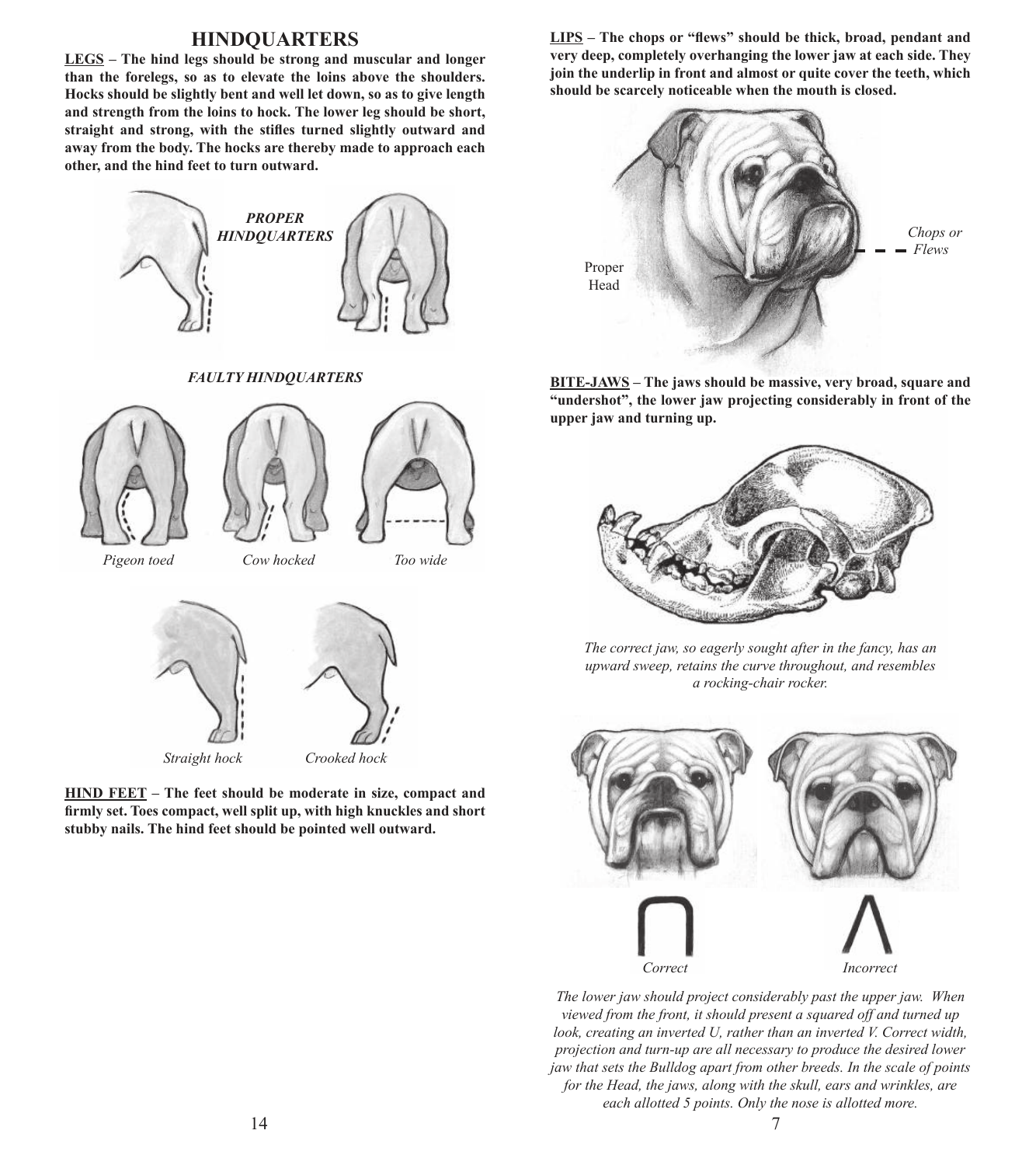## HINDQUARTERS

**LEGS – The hind legs should be strong and muscular and longer than the forelegs, so as to elevate the loins above the shoulders. Hocks should be slightly bent and well let down, so as to give length and strength from the loins to hock. The lower leg should be short, straight and strong, with the stifles turned slightly outward and away from the body. The hocks are thereby made to approach each other, and the hind feet to turn outward.**

***PROPER HINDQUARTERS***

***FAULTY HINDQUARTERS***

*Pigeon toed* *Cow hocked* *Too wide*

*Straight hock* *Crooked hock*

**HIND FEET – The feet should be moderate in size, compact and firmly set. Toes compact, well split up, with high knuckles and short stubby nails. The hind feet should be pointed well outward.**

**LIPS – The chops or "flews" should be thick, broad, pendant and very deep, completely overhanging the lower jaw at each side. They join the underlip in front and almost or quite cover the teeth, which should be scarcely noticeable when the mouth is closed.**

Proper Head

*Chops or Flews*

**BITE-JAWS – The jaws should be massive, very broad, square and "undershot", the lower jaw projecting considerably in front of the upper jaw and turning up.**

*The correct jaw, so eagerly sought after in the fancy, has an upward sweep, retains the curve throughout, and resembles a rocking-chair rocker.*

*Correct* *Incorrect*

*The lower jaw should project considerably past the upper jaw. When viewed from the front, it should present a squared off and turned up look, creating an inverted U, rather than an inverted V. Correct width, projection and turn-up are all necessary to produce the desired lower jaw that sets the Bulldog apart from other breeds. In the scale of points for the Head, the jaws, along with the skull, ears and wrinkles, are each allotted 5 points. Only the nose is allotted more.*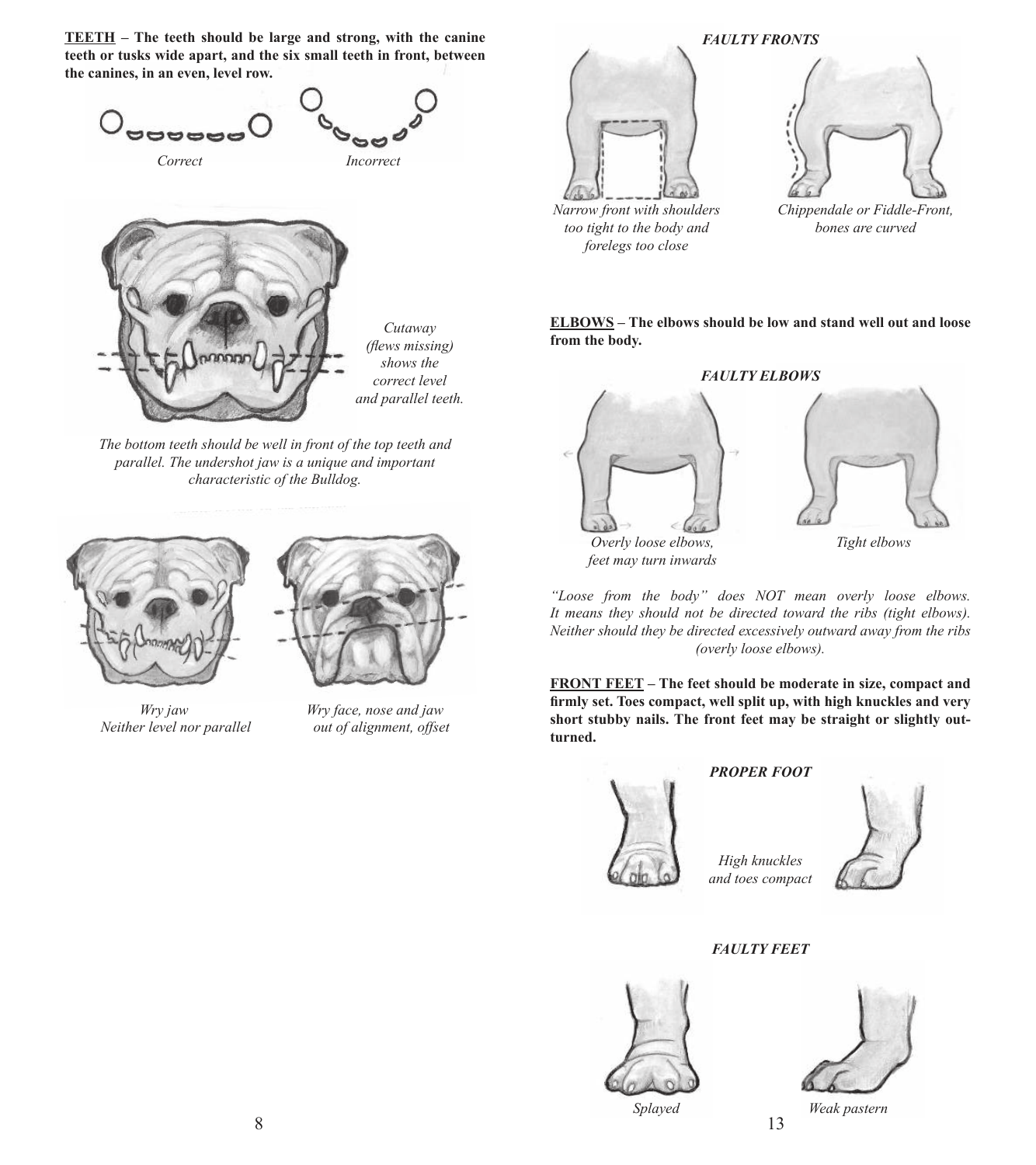**<u>TEETH</u> – The teeth should be large and strong, with the canine teeth or tusks wide apart, and the six small teeth in front, between the canines, in an even, level row.**

*Correct* *Incorrect*

*Cutaway (flews missing) shows the correct level and parallel teeth.*

*The bottom teeth should be well in front of the top teeth and parallel. The undershot jaw is a unique and important characteristic of the Bulldog.*

*Wry jaw Neither level nor parallel*

*Wry face, nose and jaw out of alignment, offset*

***FAULTY FRONTS***

*Narrow front with shoulders too tight to the body and forelegs too close*

*Chippendale or Fiddle-Front, bones are curved*

**<u>ELBOWS</u> – The elbows should be low and stand well out and loose from the body.**

***FAULTY ELBOWS***

*Overly loose elbows, feet may turn inwards*

*Tight elbows*

*"Loose from the body" does NOT mean overly loose elbows. It means they should not be directed toward the ribs (tight elbows). Neither should they be directed excessively outward away from the ribs (overly loose elbows).*

**<u>FRONT FEET</u> – The feet should be moderate in size, compact and firmly set. Toes compact, well split up, with high knuckles and very short stubby nails. The front feet may be straight or slightly out-turned.**

***PROPER FOOT***

*High knuckles and toes compact*

***FAULTY FEET***

*Splayed*

*Weak pastern*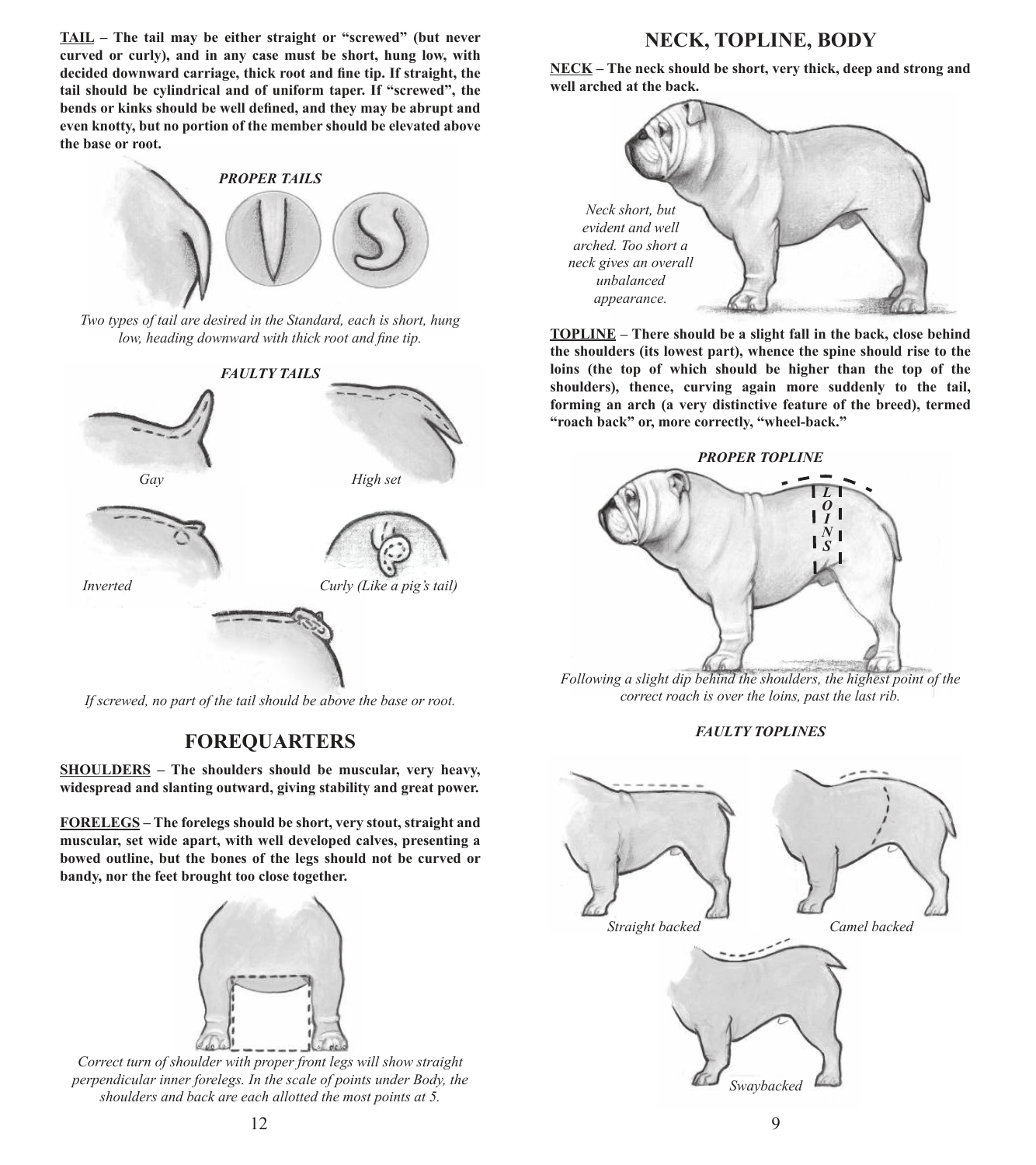**TAIL – The tail may be either straight or "screwed" (but never curved or curly), and in any case must be short, hung low, with decided downward carriage, thick root and fine tip. If straight, the tail should be cylindrical and of uniform taper. If "screwed", the bends or kinks should be well defined, and they may be abrupt and even knotty, but no portion of the member should be elevated above the base or root.**

*PROPER TAILS*

*Two types of tail are desired in the Standard, each is short, hung low, heading downward with thick root and fine tip.*

*FAULTY TAILS*

*Gay*

*High set*

*Inverted*

*Curly (Like a pig's tail)*

*If screwed, no part of the tail should be above the base or root.*

## FOREQUARTERS

**SHOULDERS – The shoulders should be muscular, very heavy, widespread and slanting outward, giving stability and great power.**

**FORELEGS – The forelegs should be short, very stout, straight and muscular, set wide apart, with well developed calves, presenting a bowed outline, but the bones of the legs should not be curved or bandy, nor the feet brought too close together.**

*Correct turn of shoulder with proper front legs will show straight perpendicular inner forelegs. In the scale of points under Body, the shoulders and back are each allotted the most points at 5.*

## NECK, TOPLINE, BODY

**NECK – The neck should be short, very thick, deep and strong and well arched at the back.**

*Neck short, but evident and well arched. Too short a neck gives an overall unbalanced appearance.*

**TOPLINE – There should be a slight fall in the back, close behind the shoulders (its lowest part), whence the spine should rise to the loins (the top of which should be higher than the top of the shoulders), thence, curving again more suddenly to the tail, forming an arch (a very distinctive feature of the breed), termed "roach back" or, more correctly, "wheel-back."**

*PROPER TOPLINE*

LOINS

*Following a slight dip behind the shoulders, the highest point of the correct roach is over the loins, past the last rib.*

*FAULTY TOPLINES*

*Straight backed*

*Camel backed*

*Swaybacked*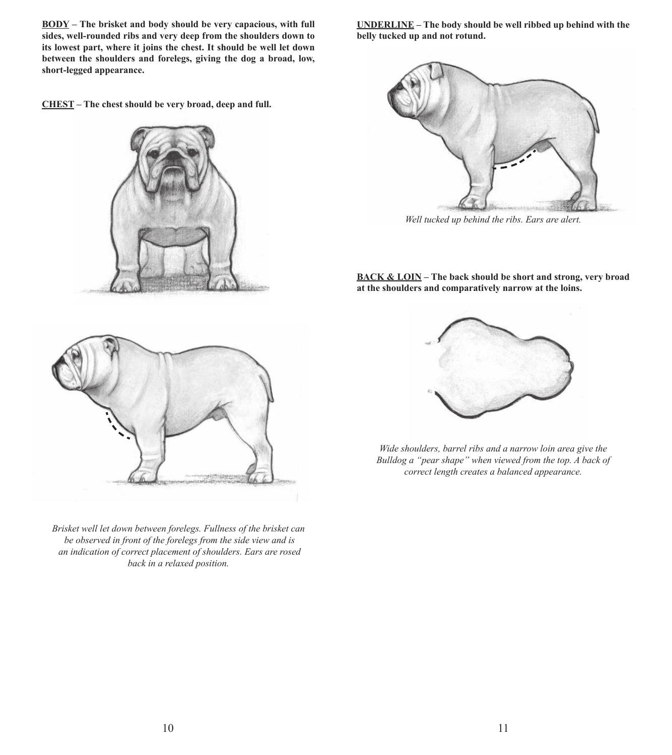**<u>BODY</u> – The brisket and body should be very capacious, with full sides, well-rounded ribs and very deep from the shoulders down to its lowest part, where it joins the chest. It should be well let down between the shoulders and forelegs, giving the dog a broad, low, short-legged appearance.**

**<u>CHEST</u> – The chest should be very broad, deep and full.**

*Brisket well let down between forelegs. Fullness of the brisket can be observed in front of the forelegs from the side view and is an indication of correct placement of shoulders. Ears are rosed back in a relaxed position.*

**<u>UNDERLINE</u> – The body should be well ribbed up behind with the belly tucked up and not rotund.**

*Well tucked up behind the ribs. Ears are alert.*

**<u>BACK & LOIN</u> – The back should be short and strong, very broad at the shoulders and comparatively narrow at the loins.**

*Wide shoulders, barrel ribs and a narrow loin area give the Bulldog a "pear shape" when viewed from the top. A back of correct length creates a balanced appearance.*